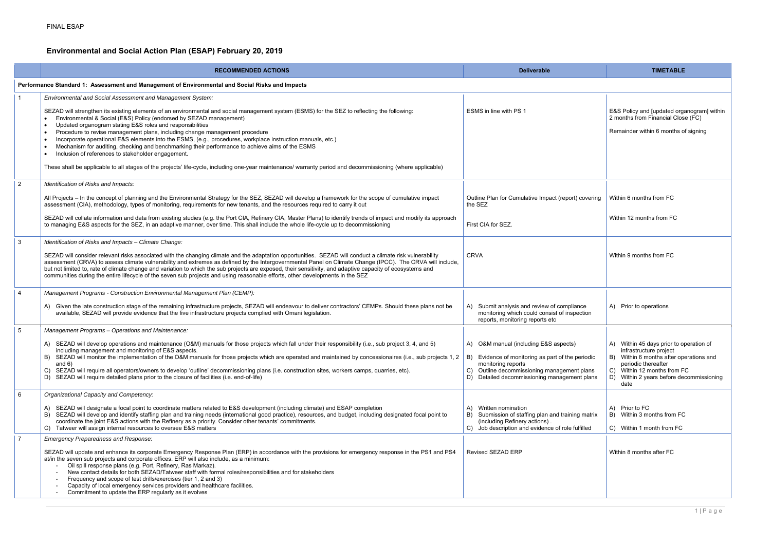FINAL ESAP

# Environmental and Social Action Plan (ESAP) February 20, 2019

| | RECOMMENDED ACTIONS | Deliverable | TIMETABLE |
|---|---|---|---|
| **Performance Standard 1: Assessment and Management of Environmental and Social Risks and Impacts** | | | |
| 1 | *Environmental and Social Assessment and Management System:*<br><br>SEZAD will strengthen its existing elements of an environmental and social management system (ESMS) for the SEZ to reflecting the following:<br>• Environmental & Social (E&S) Policy (endorsed by SEZAD management)<br>• Updated organogram stating E&S roles and responsibilities<br>• Procedure to revise management plans, including change management procedure<br>• Incorporate operational E&S elements into the ESMS, (e.g., procedures, workplace instruction manuals, etc.)<br>• Mechanism for auditing, checking and benchmarking their performance to achieve aims of the ESMS<br>• Inclusion of references to stakeholder engagement.<br><br>These shall be applicable to all stages of the projects' life-cycle, including one-year maintenance/ warranty period and decommissioning (where applicable) | ESMS in line with PS 1 | E&S Policy and [updated organogram] within 2 months from Financial Close (FC)<br><br>Remainder within 6 months of signing |
| 2 | *Identification of Risks and Impacts:*<br><br>All Projects – In the concept of planning and the Environmental Strategy for the SEZ, SEZAD will develop a framework for the scope of cumulative impact assessment (CIA), methodology, types of monitoring, requirements for new tenants, and the resources required to carry it out<br><br>SEZAD will collate information and data from existing studies (e.g. the Port CIA, Refinery CIA, Master Plans) to identify trends of impact and modify its approach to managing E&S aspects for the SEZ, in an adaptive manner, over time. This shall include the whole life-cycle up to decommissioning | Outline Plan for Cumulative Impact (report) covering the SEZ<br><br>First CIA for SEZ. | Within 6 months from FC<br><br>Within 12 months from FC |
| 3 | *Identification of Risks and Impacts – Climate Change:*<br><br>SEZAD will consider relevant risks associated with the changing climate and the adaptation opportunities. SEZAD will conduct a climate risk vulnerability assessment (CRVA) to assess climate vulnerability and extremes as defined by the Intergovernmental Panel on Climate Change (IPCC). The CRVA will include, but not limited to, rate of climate change and variation to which the sub projects are exposed, their sensitivity, and adaptive capacity of ecosystems and communities during the entire lifecycle of the seven sub projects and using reasonable efforts, other developments in the SEZ | CRVA | Within 9 months from FC |
| 4 | *Management Programs - Construction Environmental Management Plan (CEMP):*<br><br>A) Given the late construction stage of the remaining infrastructure projects, SEZAD will endeavour to deliver contractors' CEMPs. Should these plans not be available, SEZAD will provide evidence that the five infrastructure projects complied with Omani legislation. | A) Submit analysis and review of compliance monitoring which could consist of inspection reports, monitoring reports etc | A) Prior to operations |
| 5 | *Management Programs – Operations and Maintenance:*<br><br>A) SEZAD will develop operations and maintenance (O&M) manuals for those projects which fall under their responsibility (i.e., sub project 3, 4, and 5) including management and monitoring of E&S aspects.<br>B) SEZAD will monitor the implementation of the O&M manuals for those projects which are operated and maintained by concessionaires (i.e., sub projects 1, 2 and 6)<br>C) SEZAD will require all operators/owners to develop 'outline' decommissioning plans (i.e. construction sites, workers camps, quarries, etc).<br>D) SEZAD will require detailed plans prior to the closure of facilities (i.e. end-of-life) | A) O&M manual (including E&S aspects)<br>B) Evidence of monitoring as part of the periodic monitoring reports<br>C) Outline decommissioning management plans<br>D) Detailed decommissioning management plans | A) Within 45 days prior to operation of infrastructure project<br>B) Within 6 months after operations and periodic thereafter<br>C) Within 12 months from FC<br>D) Within 2 years before decommissioning date |
| 6 | *Organizational Capacity and Competency:*<br><br>A) SEZAD will designate a focal point to coordinate matters related to E&S development (including climate) and ESAP completion<br>B) SEZAD will develop and identify staffing plan and training needs (international good practice), resources, and budget, including designated focal point to coordinate the joint E&S actions with the Refinery as a priority. Consider other tenants' commitments.<br>C) Tatweer will assign internal resources to oversee E&S matters | A) Written nomination<br>B) Submission of staffing plan and training matrix (including Refinery actions) .<br>C) Job description and evidence of role fulfilled | A) Prior to FC<br>B) Within 3 months from FC<br>C) Within 1 month from FC |
| 7 | *Emergency Preparedness and Response:*<br><br>SEZAD will update and enhance its corporate Emergency Response Plan (ERP) in accordance with the provisions for emergency response in the PS1 and PS4 at/in the seven sub projects and corporate offices. ERP will also include, as a minimum:<br>- Oil spill response plans (e.g. Port, Refinery, Ras Markaz).<br>- New contact details for both SEZAD/Tatweer staff with formal roles/responsibilities and for stakeholders<br>- Frequency and scope of test drills/exercises (tier 1, 2 and 3)<br>- Capacity of local emergency services providers and healthcare facilities.<br>- Commitment to update the ERP regularly as it evolves | Revised SEZAD ERP | Within 8 months after FC |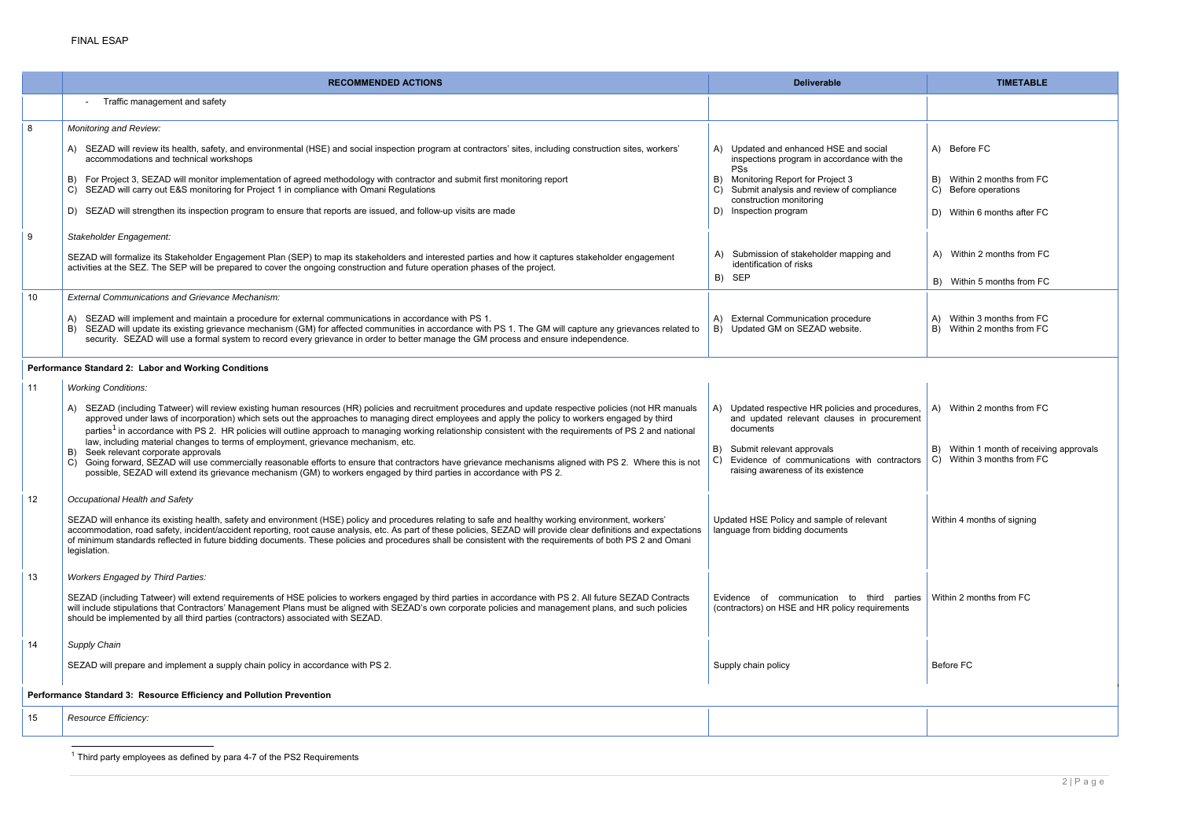FINAL ESAP

| | RECOMMENDED ACTIONS | Deliverable | TIMETABLE |
|---|---|---|---|
| | - Traffic management and safety | | |
| 8 | *Monitoring and Review:*<br><br>A) SEZAD will review its health, safety, and environmental (HSE) and social inspection program at contractors' sites, including construction sites, workers' accommodations and technical workshops<br><br>B) For Project 3, SEZAD will monitor implementation of agreed methodology with contractor and submit first monitoring report<br>C) SEZAD will carry out E&S monitoring for Project 1 in compliance with Omani Regulations<br><br>D) SEZAD will strengthen its inspection program to ensure that reports are issued, and follow-up visits are made | A) Updated and enhanced HSE and social inspections program in accordance with the PSs<br>B) Monitoring Report for Project 3<br>C) Submit analysis and review of compliance construction monitoring<br>D) Inspection program | A) Before FC<br><br>B) Within 2 months from FC<br>C) Before operations<br><br>D) Within 6 months after FC |
| 9 | *Stakeholder Engagement:*<br><br>SEZAD will formalize its Stakeholder Engagement Plan (SEP) to map its stakeholders and interested parties and how it captures stakeholder engagement activities at the SEZ. The SEP will be prepared to cover the ongoing construction and future operation phases of the project. | A) Submission of stakeholder mapping and identification of risks<br>B) SEP | A) Within 2 months from FC<br><br>B) Within 5 months from FC |
| 10 | *External Communications and Grievance Mechanism:*<br><br>A) SEZAD will implement and maintain a procedure for external communications in accordance with PS 1.<br>B) SEZAD will update its existing grievance mechanism (GM) for affected communities in accordance with PS 1. The GM will capture any grievances related to security. SEZAD will use a formal system to record every grievance in order to better manage the GM process and ensure independence. | A) External Communication procedure<br>B) Updated GM on SEZAD website. | A) Within 3 months from FC<br>B) Within 2 months from FC |
| **Performance Standard 2: Labor and Working Conditions** | | | |
| 11 | *Working Conditions:*<br><br>A) SEZAD (including Tatweer) will review existing human resources (HR) policies and recruitment procedures and update respective policies (not HR manuals approved under laws of incorporation) which sets out the approaches to managing direct employees and apply the policy to workers engaged by third parties[1] in accordance with PS 2. HR policies will outline approach to managing working relationship consistent with the requirements of PS 2 and national law, including material changes to terms of employment, grievance mechanism, etc.<br>B) Seek relevant corporate approvals<br>C) Going forward, SEZAD will use commercially reasonable efforts to ensure that contractors have grievance mechanisms aligned with PS 2. Where this is not possible, SEZAD will extend its grievance mechanism (GM) to workers engaged by third parties in accordance with PS 2. | A) Updated respective HR policies and procedures, and updated relevant clauses in procurement documents<br><br>B) Submit relevant approvals<br>C) Evidence of communications with contractors raising awareness of its existence | A) Within 2 months from FC<br><br>B) Within 1 month of receiving approvals<br>C) Within 3 months from FC |
| 12 | *Occupational Health and Safety*<br><br>SEZAD will enhance its existing health, safety and environment (HSE) policy and procedures relating to safe and healthy working environment, workers' accommodation, road safety, incident/accident reporting, root cause analysis, etc. As part of these policies, SEZAD will provide clear definitions and expectations of minimum standards reflected in future bidding documents. These policies and procedures shall be consistent with the requirements of both PS 2 and Omani legislation. | Updated HSE Policy and sample of relevant language from bidding documents | Within 4 months of signing |
| 13 | *Workers Engaged by Third Parties:*<br><br>SEZAD (including Tatweer) will extend requirements of HSE policies to workers engaged by third parties in accordance with PS 2. All future SEZAD Contracts will include stipulations that Contractors' Management Plans must be aligned with SEZAD's own corporate policies and management plans, and such policies should be implemented by all third parties (contractors) associated with SEZAD. | Evidence of communication to third parties (contractors) on HSE and HR policy requirements | Within 2 months from FC |
| 14 | *Supply Chain*<br><br>SEZAD will prepare and implement a supply chain policy in accordance with PS 2. | Supply chain policy | Before FC |
| **Performance Standard 3: Resource Efficiency and Pollution Prevention** | | | |
| 15 | *Resource Efficiency:* | | |

[1] Third party employees as defined by para 4-7 of the PS2 Requirements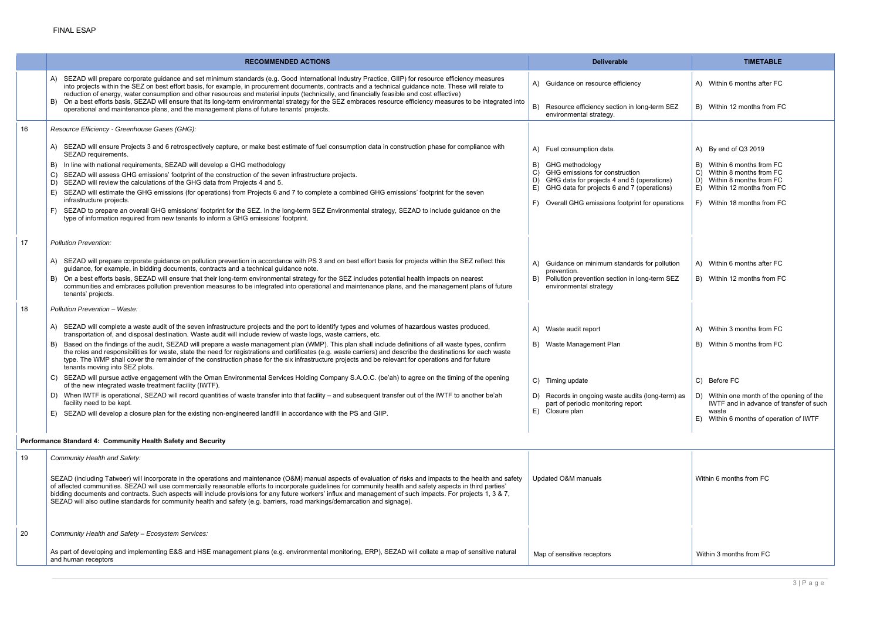FINAL ESAP

| | RECOMMENDED ACTIONS | Deliverable | TIMETABLE |
|---|---|---|---|
| | A) SEZAD will prepare corporate guidance and set minimum standards (e.g. Good International Industry Practice, GIIP) for resource efficiency measures into projects within the SEZ on best effort basis, for example, in procurement documents, contracts and a technical guidance note. These will relate to reduction of energy, water consumption and other resources and material inputs (technically, and financially feasible and cost effective)<br>B) On a best efforts basis, SEZAD will ensure that its long-term environmental strategy for the SEZ embraces resource efficiency measures to be integrated into operational and maintenance plans, and the management plans of future tenants' projects. | A) Guidance on resource efficiency<br>B) Resource efficiency section in long-term SEZ environmental strategy. | A) Within 6 months after FC<br>B) Within 12 months from FC |
| 16 | *Resource Efficiency - Greenhouse Gases (GHG):*<br>A) SEZAD will ensure Projects 3 and 6 retrospectively capture, or make best estimate of fuel consumption data in construction phase for compliance with SEZAD requirements.<br>B) In line with national requirements, SEZAD will develop a GHG methodology<br>C) SEZAD will assess GHG emissions' footprint of the construction of the seven infrastructure projects.<br>D) SEZAD will review the calculations of the GHG data from Projects 4 and 5.<br>E) SEZAD will estimate the GHG emissions (for operations) from Projects 6 and 7 to complete a combined GHG emissions' footprint for the seven infrastructure projects.<br>F) SEZAD to prepare an overall GHG emissions' footprint for the SEZ. In the long-term SEZ Environmental strategy, SEZAD to include guidance on the type of information required from new tenants to inform a GHG emissions' footprint. | A) Fuel consumption data.<br>B) GHG methodology<br>C) GHG emissions for construction<br>D) GHG data for projects 4 and 5 (operations)<br>E) GHG data for projects 6 and 7 (operations)<br>F) Overall GHG emissions footprint for operations | A) By end of Q3 2019<br>B) Within 6 months from FC<br>C) Within 8 months from FC<br>D) Within 8 months from FC<br>E) Within 12 months from FC<br>F) Within 18 months from FC |
| 17 | *Pollution Prevention:*<br>A) SEZAD will prepare corporate guidance on pollution prevention in accordance with PS 3 and on best effort basis for projects within the SEZ reflect this guidance, for example, in bidding documents, contracts and a technical guidance note.<br>B) On a best efforts basis, SEZAD will ensure that their long-term environmental strategy for the SEZ includes potential health impacts on nearest communities and embraces pollution prevention measures to be integrated into operational and maintenance plans, and the management plans of future tenants' projects. | A) Guidance on minimum standards for pollution prevention.<br>B) Pollution prevention section in long-term SEZ environmental strategy | A) Within 6 months after FC<br>B) Within 12 months from FC |
| 18 | *Pollution Prevention – Waste:*<br>A) SEZAD will complete a waste audit of the seven infrastructure projects and the port to identify types and volumes of hazardous wastes produced, transportation of, and disposal destination. Waste audit will include review of waste logs, waste carriers, etc.<br>B) Based on the findings of the audit, SEZAD will prepare a waste management plan (WMP). This plan shall include definitions of all waste types, confirm the roles and responsibilities for waste, state the need for registrations and certificates (e.g. waste carriers) and describe the destinations for each waste type. The WMP shall cover the remainder of the construction phase for the six infrastructure projects and be relevant for operations and for future tenants moving into SEZ plots.<br>C) SEZAD will pursue active engagement with the Oman Environmental Services Holding Company S.A.O.C. (be'ah) to agree on the timing of the opening of the new integrated waste treatment facility (IWTF).<br>D) When IWTF is operational, SEZAD will record quantities of waste transfer into that facility – and subsequent transfer out of the IWTF to another be'ah facility need to be kept.<br>E) SEZAD will develop a closure plan for the existing non-engineered landfill in accordance with the PS and GIIP. | A) Waste audit report<br>B) Waste Management Plan<br>C) Timing update<br>D) Records in ongoing waste audits (long-term) as part of periodic monitoring report<br>E) Closure plan | A) Within 3 months from FC<br>B) Within 5 months from FC<br>C) Before FC<br>D) Within one month of the opening of the IWTF and in advance of transfer of such waste<br>E) Within 6 months of operation of IWTF |
| **Performance Standard 4: Community Health Safety and Security** | | | |
| 19 | *Community Health and Safety:*<br>SEZAD (including Tatweer) will incorporate in the operations and maintenance (O&M) manual aspects of evaluation of risks and impacts to the health and safety of affected communities. SEZAD will use commercially reasonable efforts to incorporate guidelines for community health and safety aspects in third parties' bidding documents and contracts. Such aspects will include provisions for any future workers' influx and management of such impacts. For projects 1, 3 & 7, SEZAD will also outline standards for community health and safety (e.g. barriers, road markings/demarcation and signage). | Updated O&M manuals | Within 6 months from FC |
| 20 | *Community Health and Safety – Ecosystem Services:*<br>As part of developing and implementing E&S and HSE management plans (e.g. environmental monitoring, ERP), SEZAD will collate a map of sensitive natural and human receptors | Map of sensitive receptors | Within 3 months from FC |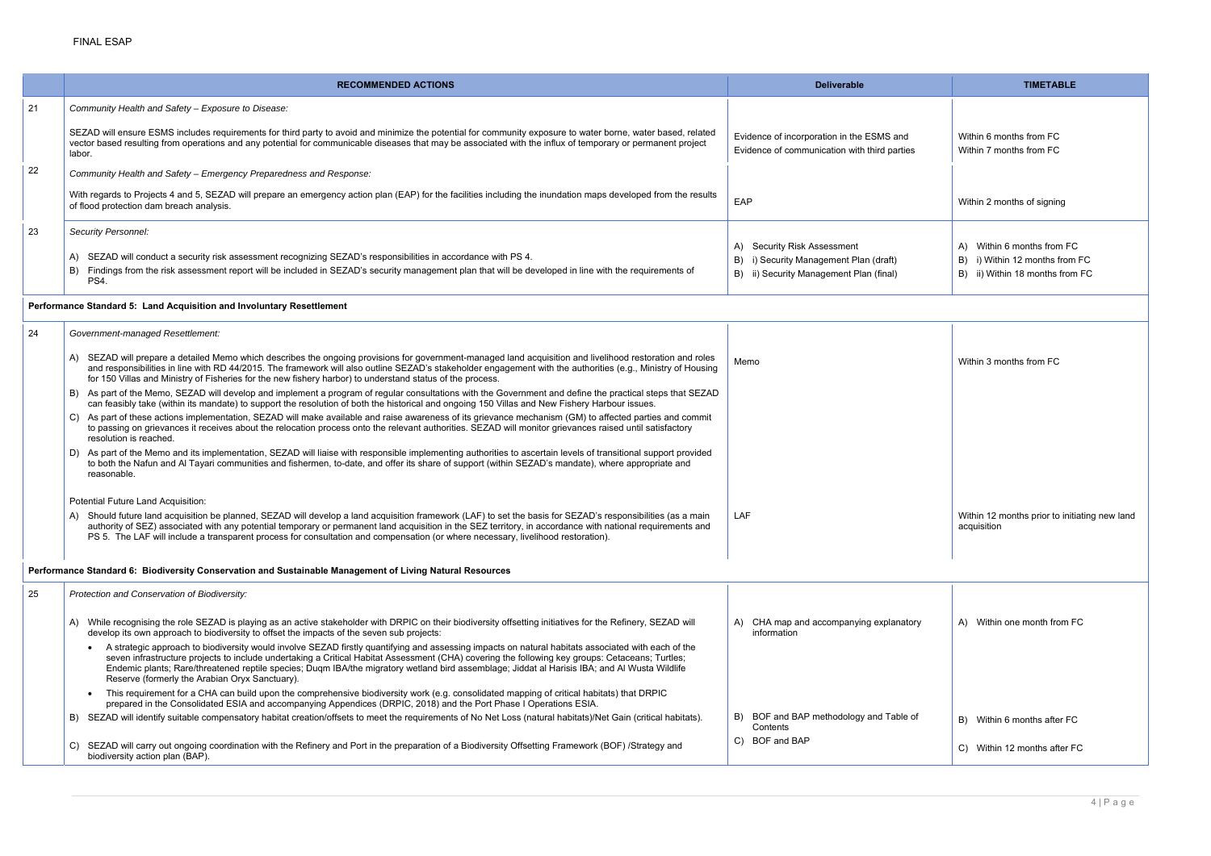| | RECOMMENDED ACTIONS | Deliverable | TIMETABLE |
|---|---|---|---|
| 21 | *Community Health and Safety – Exposure to Disease:*<br><br>SEZAD will ensure ESMS includes requirements for third party to avoid and minimize the potential for community exposure to water borne, water based, related vector based resulting from operations and any potential for communicable diseases that may be associated with the influx of temporary or permanent project labor. | Evidence of incorporation in the ESMS and<br>Evidence of communication with third parties | Within 6 months from FC<br>Within 7 months from FC |
| 22 | *Community Health and Safety – Emergency Preparedness and Response:*<br><br>With regards to Projects 4 and 5, SEZAD will prepare an emergency action plan (EAP) for the facilities including the inundation maps developed from the results of flood protection dam breach analysis. | EAP | Within 2 months of signing |
| 23 | *Security Personnel:*<br><br>A) SEZAD will conduct a security risk assessment recognizing SEZAD's responsibilities in accordance with PS 4.<br>B) Findings from the risk assessment report will be included in SEZAD's security management plan that will be developed in line with the requirements of PS4. | A) Security Risk Assessment<br>B) i) Security Management Plan (draft)<br>B) ii) Security Management Plan (final) | A) Within 6 months from FC<br>B) i) Within 12 months from FC<br>B) ii) Within 18 months from FC |
| **Performance Standard 5: Land Acquisition and Involuntary Resettlement** | | | |
| 24 | *Government-managed Resettlement:*<br><br>A) SEZAD will prepare a detailed Memo which describes the ongoing provisions for government-managed land acquisition and livelihood restoration and roles and responsibilities in line with RD 44/2015. The framework will also outline SEZAD's stakeholder engagement with the authorities (e.g., Ministry of Housing for 150 Villas and Ministry of Fisheries for the new fishery harbor) to understand status of the process.<br>B) As part of the Memo, SEZAD will develop and implement a program of regular consultations with the Government and define the practical steps that SEZAD can feasibly take (within its mandate) to support the resolution of both the historical and ongoing 150 Villas and New Fishery Harbour issues.<br>C) As part of these actions implementation, SEZAD will make available and raise awareness of its grievance mechanism (GM) to affected parties and commit to passing on grievances it receives about the relocation process onto the relevant authorities. SEZAD will monitor grievances raised until satisfactory resolution is reached.<br>D) As part of the Memo and its implementation, SEZAD will liaise with responsible implementing authorities to ascertain levels of transitional support provided to both the Nafun and Al Tayari communities and fishermen, to-date, and offer its share of support (within SEZAD's mandate), where appropriate and reasonable.<br><br>Potential Future Land Acquisition:<br>A) Should future land acquisition be planned, SEZAD will develop a land acquisition framework (LAF) to set the basis for SEZAD's responsibilities (as a main authority of SEZ) associated with any potential temporary or permanent land acquisition in the SEZ territory, in accordance with national requirements and PS 5. The LAF will include a transparent process for consultation and compensation (or where necessary, livelihood restoration). | Memo<br><br><br><br><br><br><br><br><br><br>LAF | Within 3 months from FC<br><br><br><br><br><br><br><br><br><br>Within 12 months prior to initiating new land acquisition |
| **Performance Standard 6: Biodiversity Conservation and Sustainable Management of Living Natural Resources** | | | |
| 25 | *Protection and Conservation of Biodiversity:*<br><br>A) While recognising the role SEZAD is playing as an active stakeholder with DRPIC on their biodiversity offsetting initiatives for the Refinery, SEZAD will develop its own approach to biodiversity to offset the impacts of the seven sub projects:<br>• A strategic approach to biodiversity would involve SEZAD firstly quantifying and assessing impacts on natural habitats associated with each of the seven infrastructure projects to include undertaking a Critical Habitat Assessment (CHA) covering the following key groups: Cetaceans; Turtles; Endemic plants; Rare/threatened reptile species; Duqm IBA/the migratory wetland bird assemblage; Jiddat al Harisis IBA; and Al Wusta Wildlife Reserve (formerly the Arabian Oryx Sanctuary).<br>• This requirement for a CHA can build upon the comprehensive biodiversity work (e.g. consolidated mapping of critical habitats) that DRPIC prepared in the Consolidated ESIA and accompanying Appendices (DRPIC, 2018) and the Port Phase I Operations ESIA.<br>B) SEZAD will identify suitable compensatory habitat creation/offsets to meet the requirements of No Net Loss (natural habitats)/Net Gain (critical habitats).<br>C) SEZAD will carry out ongoing coordination with the Refinery and Port in the preparation of a Biodiversity Offsetting Framework (BOF) /Strategy and biodiversity action plan (BAP). | A) CHA map and accompanying explanatory information<br><br><br><br><br><br>B) BOF and BAP methodology and Table of Contents<br>C) BOF and BAP | A) Within one month from FC<br><br><br><br><br><br>B) Within 6 months after FC<br><br>C) Within 12 months after FC |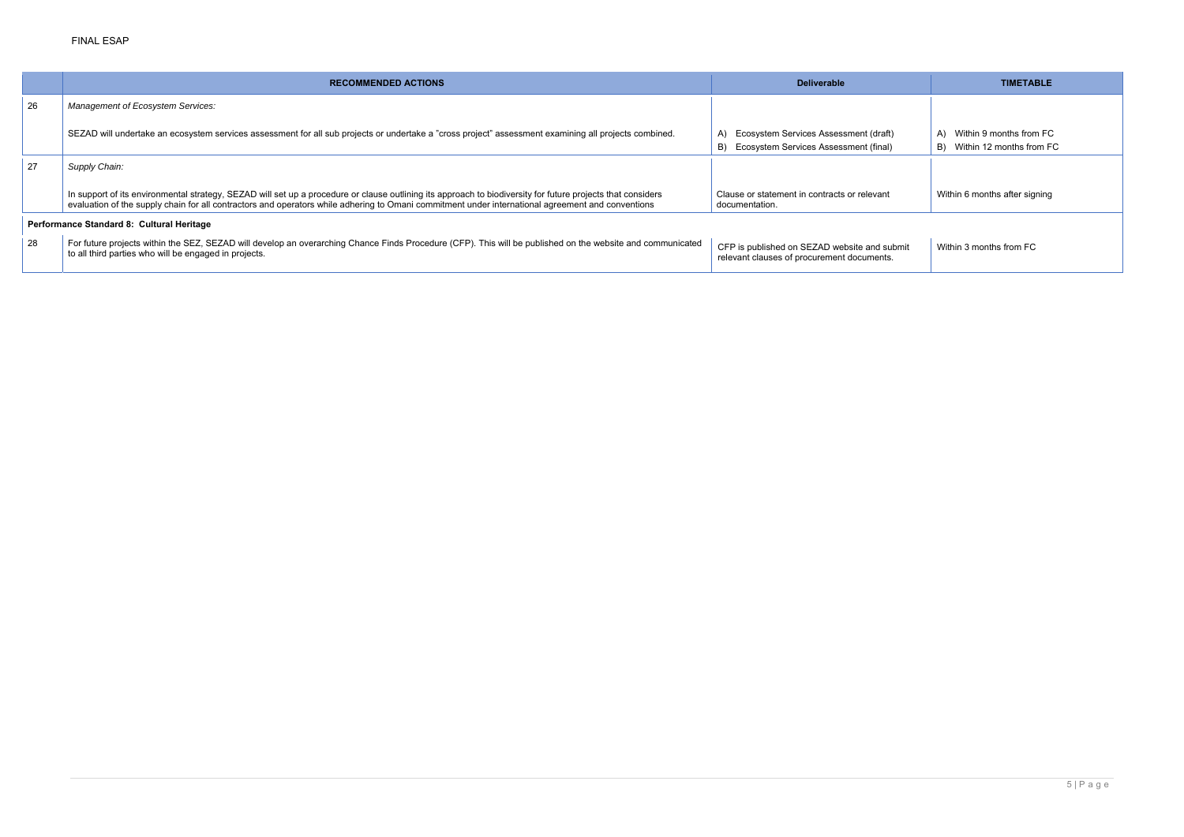| | RECOMMENDED ACTIONS | Deliverable | TIMETABLE |
|---|---|---|---|
| 26 | *Management of Ecosystem Services:*<br><br>SEZAD will undertake an ecosystem services assessment for all sub projects or undertake a "cross project" assessment examining all projects combined. | A) Ecosystem Services Assessment (draft)<br>B) Ecosystem Services Assessment (final) | A) Within 9 months from FC<br>B) Within 12 months from FC |
| 27 | *Supply Chain:*<br><br>In support of its environmental strategy, SEZAD will set up a procedure or clause outlining its approach to biodiversity for future projects that considers evaluation of the supply chain for all contractors and operators while adhering to Omani commitment under international agreement and conventions | Clause or statement in contracts or relevant documentation. | Within 6 months after signing |
| **Performance Standard 8: Cultural Heritage** | | | |
| 28 | For future projects within the SEZ, SEZAD will develop an overarching Chance Finds Procedure (CFP). This will be published on the website and communicated to all third parties who will be engaged in projects. | CFP is published on SEZAD website and submit relevant clauses of procurement documents. | Within 3 months from FC |